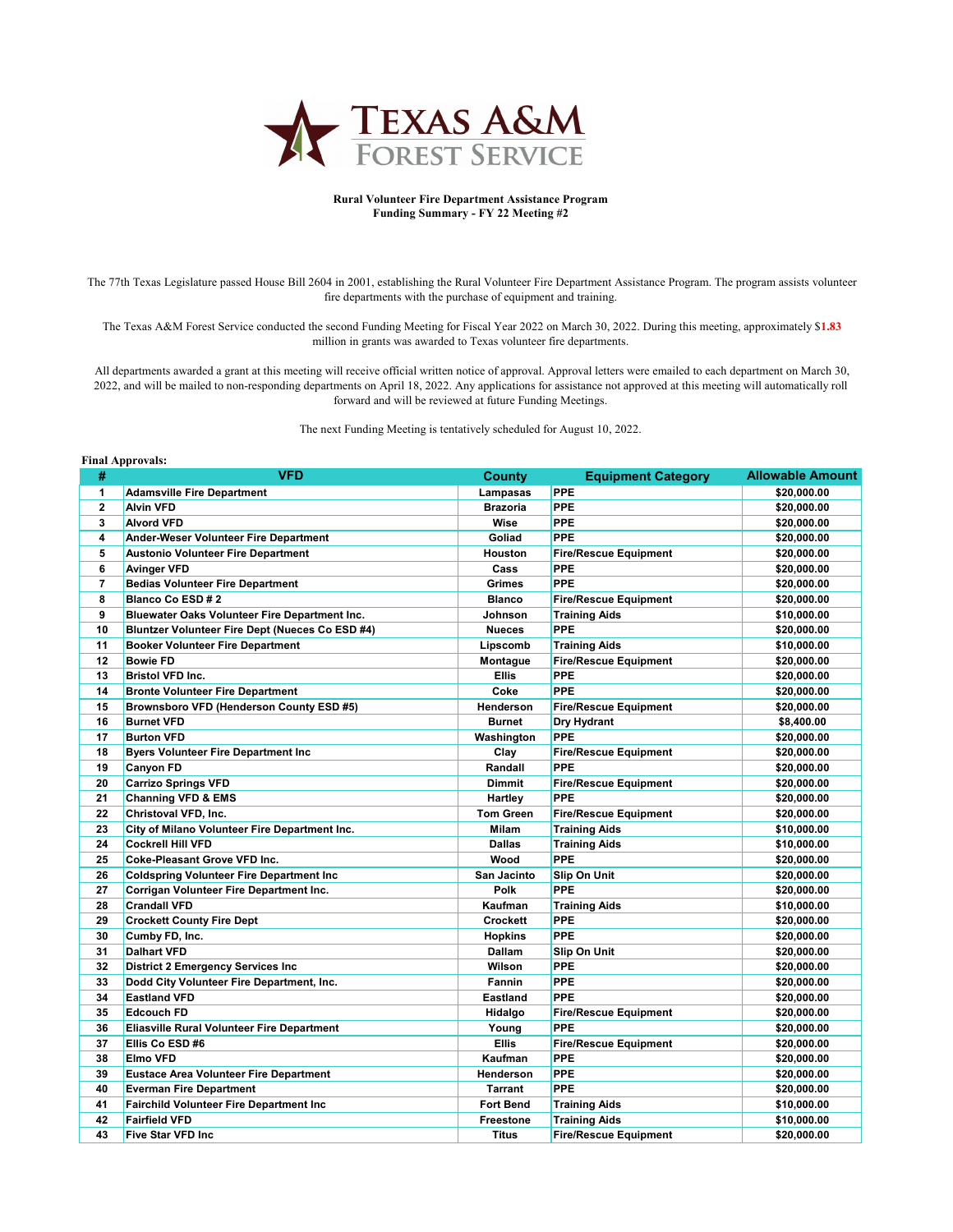**Rural Volunteer Fire Department Assistance Program**
**Funding Summary - FY 22 Meeting #2**

The 77th Texas Legislature passed House Bill 2604 in 2001, establishing the Rural Volunteer Fire Department Assistance Program. The program assists volunteer fire departments with the purchase of equipment and training.

The Texas A&M Forest Service conducted the second Funding Meeting for Fiscal Year 2022 on March 30, 2022. During this meeting, approximately $**1.83** million in grants was awarded to Texas volunteer fire departments.

All departments awarded a grant at this meeting will receive official written notice of approval. Approval letters were emailed to each department on March 30, 2022, and will be mailed to non-responding departments on April 18, 2022. Any applications for assistance not approved at this meeting will automatically roll forward and will be reviewed at future Funding Meetings.

The next Funding Meeting is tentatively scheduled for August 10, 2022.

**Final Approvals:**

| # | VFD | County | Equipment Category | Allowable Amount |
|---|---|---|---|---|
| 1 | Adamsville Fire Department | Lampasas | PPE | $20,000.00 |
| 2 | Alvin VFD | Brazoria | PPE | $20,000.00 |
| 3 | Alvord VFD | Wise | PPE | $20,000.00 |
| 4 | Ander-Weser Volunteer Fire Department | Goliad | PPE | $20,000.00 |
| 5 | Austonio Volunteer Fire Department | Houston | Fire/Rescue Equipment | $20,000.00 |
| 6 | Avinger VFD | Cass | PPE | $20,000.00 |
| 7 | Bedias Volunteer Fire Department | Grimes | PPE | $20,000.00 |
| 8 | Blanco Co ESD # 2 | Blanco | Fire/Rescue Equipment | $20,000.00 |
| 9 | Bluewater Oaks Volunteer Fire Department Inc. | Johnson | Training Aids | $10,000.00 |
| 10 | Bluntzer Volunteer Fire Dept (Nueces Co ESD #4) | Nueces | PPE | $20,000.00 |
| 11 | Booker Volunteer Fire Department | Lipscomb | Training Aids | $10,000.00 |
| 12 | Bowie FD | Montague | Fire/Rescue Equipment | $20,000.00 |
| 13 | Bristol VFD Inc. | Ellis | PPE | $20,000.00 |
| 14 | Bronte Volunteer Fire Department | Coke | PPE | $20,000.00 |
| 15 | Brownsboro VFD (Henderson County ESD #5) | Henderson | Fire/Rescue Equipment | $20,000.00 |
| 16 | Burnet VFD | Burnet | Dry Hydrant | $8,400.00 |
| 17 | Burton VFD | Washington | PPE | $20,000.00 |
| 18 | Byers Volunteer Fire Department Inc | Clay | Fire/Rescue Equipment | $20,000.00 |
| 19 | Canyon FD | Randall | PPE | $20,000.00 |
| 20 | Carrizo Springs VFD | Dimmit | Fire/Rescue Equipment | $20,000.00 |
| 21 | Channing VFD & EMS | Hartley | PPE | $20,000.00 |
| 22 | Christoval VFD, Inc. | Tom Green | Fire/Rescue Equipment | $20,000.00 |
| 23 | City of Milano Volunteer Fire Department Inc. | Milam | Training Aids | $10,000.00 |
| 24 | Cockrell Hill VFD | Dallas | Training Aids | $10,000.00 |
| 25 | Coke-Pleasant Grove VFD Inc. | Wood | PPE | $20,000.00 |
| 26 | Coldspring Volunteer Fire Department Inc | San Jacinto | Slip On Unit | $20,000.00 |
| 27 | Corrigan Volunteer Fire Department Inc. | Polk | PPE | $20,000.00 |
| 28 | Crandall VFD | Kaufman | Training Aids | $10,000.00 |
| 29 | Crockett County Fire Dept | Crockett | PPE | $20,000.00 |
| 30 | Cumby FD, Inc. | Hopkins | PPE | $20,000.00 |
| 31 | Dalhart VFD | Dallam | Slip On Unit | $20,000.00 |
| 32 | District 2 Emergency Services Inc | Wilson | PPE | $20,000.00 |
| 33 | Dodd City Volunteer Fire Department, Inc. | Fannin | PPE | $20,000.00 |
| 34 | Eastland VFD | Eastland | PPE | $20,000.00 |
| 35 | Edcouch FD | Hidalgo | Fire/Rescue Equipment | $20,000.00 |
| 36 | Eliasville Rural Volunteer Fire Department | Young | PPE | $20,000.00 |
| 37 | Ellis Co ESD #6 | Ellis | Fire/Rescue Equipment | $20,000.00 |
| 38 | Elmo VFD | Kaufman | PPE | $20,000.00 |
| 39 | Eustace Area Volunteer Fire Department | Henderson | PPE | $20,000.00 |
| 40 | Everman Fire Department | Tarrant | PPE | $20,000.00 |
| 41 | Fairchild Volunteer Fire Department Inc | Fort Bend | Training Aids | $10,000.00 |
| 42 | Fairfield VFD | Freestone | Training Aids | $10,000.00 |
| 43 | Five Star VFD Inc | Titus | Fire/Rescue Equipment | $20,000.00 |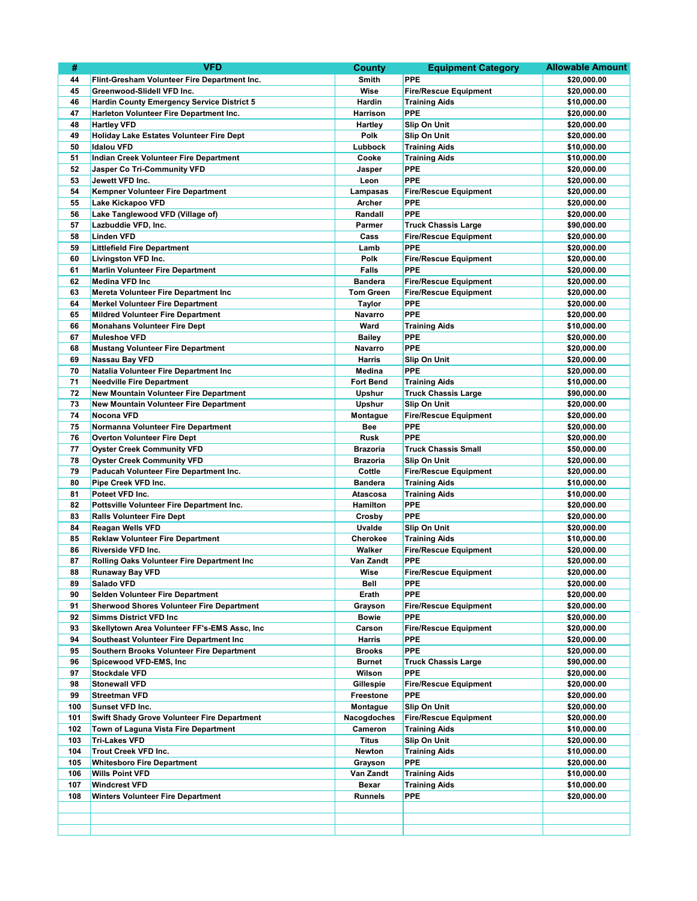| # | VFD | County | Equipment Category | Allowable Amount |
|---|---|---|---|---|
| 44 | Flint-Gresham Volunteer Fire Department Inc. | Smith | PPE | $20,000.00 |
| 45 | Greenwood-Slidell VFD Inc. | Wise | Fire/Rescue Equipment | $20,000.00 |
| 46 | Hardin County Emergency Service District 5 | Hardin | Training Aids | $10,000.00 |
| 47 | Harleton Volunteer Fire Department Inc. | Harrison | PPE | $20,000.00 |
| 48 | Hartley VFD | Hartley | Slip On Unit | $20,000.00 |
| 49 | Holiday Lake Estates Volunteer Fire Dept | Polk | Slip On Unit | $20,000.00 |
| 50 | Idalou VFD | Lubbock | Training Aids | $10,000.00 |
| 51 | Indian Creek Volunteer Fire Department | Cooke | Training Aids | $10,000.00 |
| 52 | Jasper Co Tri-Community VFD | Jasper | PPE | $20,000.00 |
| 53 | Jewett VFD Inc. | Leon | PPE | $20,000.00 |
| 54 | Kempner Volunteer Fire Department | Lampasas | Fire/Rescue Equipment | $20,000.00 |
| 55 | Lake Kickapoo VFD | Archer | PPE | $20,000.00 |
| 56 | Lake Tanglewood VFD (Village of) | Randall | PPE | $20,000.00 |
| 57 | Lazbuddie VFD, Inc. | Parmer | Truck Chassis Large | $90,000.00 |
| 58 | Linden VFD | Cass | Fire/Rescue Equipment | $20,000.00 |
| 59 | Littlefield Fire Department | Lamb | PPE | $20,000.00 |
| 60 | Livingston VFD Inc. | Polk | Fire/Rescue Equipment | $20,000.00 |
| 61 | Marlin Volunteer Fire Department | Falls | PPE | $20,000.00 |
| 62 | Medina VFD Inc | Bandera | Fire/Rescue Equipment | $20,000.00 |
| 63 | Mereta Volunteer Fire Department Inc | Tom Green | Fire/Rescue Equipment | $20,000.00 |
| 64 | Merkel Volunteer Fire Department | Taylor | PPE | $20,000.00 |
| 65 | Mildred Volunteer Fire Department | Navarro | PPE | $20,000.00 |
| 66 | Monahans Volunteer Fire Dept | Ward | Training Aids | $10,000.00 |
| 67 | Muleshoe VFD | Bailey | PPE | $20,000.00 |
| 68 | Mustang Volunteer Fire Department | Navarro | PPE | $20,000.00 |
| 69 | Nassau Bay VFD | Harris | Slip On Unit | $20,000.00 |
| 70 | Natalia Volunteer Fire Department Inc | Medina | PPE | $20,000.00 |
| 71 | Needville Fire Department | Fort Bend | Training Aids | $10,000.00 |
| 72 | New Mountain Volunteer Fire Department | Upshur | Truck Chassis Large | $90,000.00 |
| 73 | New Mountain Volunteer Fire Department | Upshur | Slip On Unit | $20,000.00 |
| 74 | Nocona VFD | Montague | Fire/Rescue Equipment | $20,000.00 |
| 75 | Normanna Volunteer Fire Department | Bee | PPE | $20,000.00 |
| 76 | Overton Volunteer Fire Dept | Rusk | PPE | $20,000.00 |
| 77 | Oyster Creek Community VFD | Brazoria | Truck Chassis Small | $50,000.00 |
| 78 | Oyster Creek Community VFD | Brazoria | Slip On Unit | $20,000.00 |
| 79 | Paducah Volunteer Fire Department Inc. | Cottle | Fire/Rescue Equipment | $20,000.00 |
| 80 | Pipe Creek VFD Inc. | Bandera | Training Aids | $10,000.00 |
| 81 | Poteet VFD Inc. | Atascosa | Training Aids | $10,000.00 |
| 82 | Pottsville Volunteer Fire Department Inc. | Hamilton | PPE | $20,000.00 |
| 83 | Ralls Volunteer Fire Dept | Crosby | PPE | $20,000.00 |
| 84 | Reagan Wells VFD | Uvalde | Slip On Unit | $20,000.00 |
| 85 | Reklaw Volunteer Fire Department | Cherokee | Training Aids | $10,000.00 |
| 86 | Riverside VFD Inc. | Walker | Fire/Rescue Equipment | $20,000.00 |
| 87 | Rolling Oaks Volunteer Fire Department Inc | Van Zandt | PPE | $20,000.00 |
| 88 | Runaway Bay VFD | Wise | Fire/Rescue Equipment | $20,000.00 |
| 89 | Salado VFD | Bell | PPE | $20,000.00 |
| 90 | Selden Volunteer Fire Department | Erath | PPE | $20,000.00 |
| 91 | Sherwood Shores Volunteer Fire Department | Grayson | Fire/Rescue Equipment | $20,000.00 |
| 92 | Simms District VFD Inc | Bowie | PPE | $20,000.00 |
| 93 | Skellytown Area Volunteer FF's-EMS Assc, Inc | Carson | Fire/Rescue Equipment | $20,000.00 |
| 94 | Southeast Volunteer Fire Department Inc | Harris | PPE | $20,000.00 |
| 95 | Southern Brooks Volunteer Fire Department | Brooks | PPE | $20,000.00 |
| 96 | Spicewood VFD-EMS, Inc | Burnet | Truck Chassis Large | $90,000.00 |
| 97 | Stockdale VFD | Wilson | PPE | $20,000.00 |
| 98 | Stonewall VFD | Gillespie | Fire/Rescue Equipment | $20,000.00 |
| 99 | Streetman VFD | Freestone | PPE | $20,000.00 |
| 100 | Sunset VFD Inc. | Montague | Slip On Unit | $20,000.00 |
| 101 | Swift Shady Grove Volunteer Fire Department | Nacogdoches | Fire/Rescue Equipment | $20,000.00 |
| 102 | Town of Laguna Vista Fire Department | Cameron | Training Aids | $10,000.00 |
| 103 | Tri-Lakes VFD | Titus | Slip On Unit | $20,000.00 |
| 104 | Trout Creek VFD Inc. | Newton | Training Aids | $10,000.00 |
| 105 | Whitesboro Fire Department | Grayson | PPE | $20,000.00 |
| 106 | Wills Point VFD | Van Zandt | Training Aids | $10,000.00 |
| 107 | Windcrest VFD | Bexar | Training Aids | $10,000.00 |
| 108 | Winters Volunteer Fire Department | Runnels | PPE | $20,000.00 |